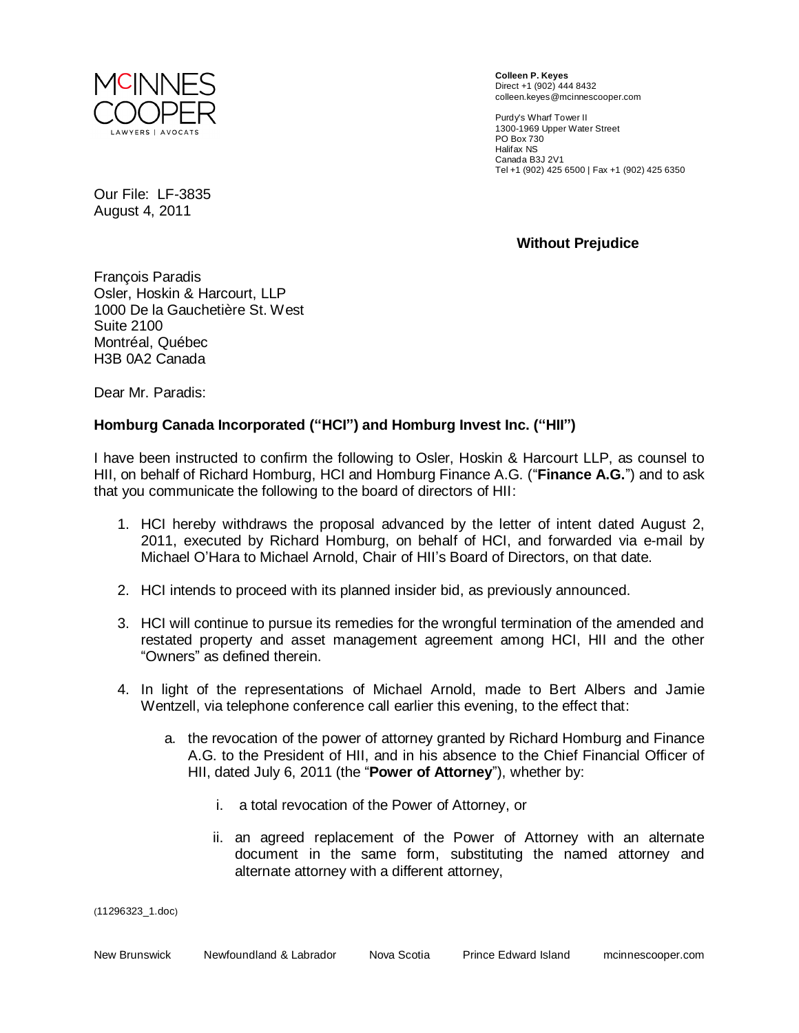**MCINNES COOPER**
LAWYERS | AVOCATS

**Colleen P. Keyes**
Direct +1 (902) 444 8432
colleen.keyes@mcinnescooper.com

Purdy's Wharf Tower II
1300-1969 Upper Water Street
PO Box 730
Halifax NS
Canada B3J 2V1
Tel +1 (902) 425 6500 | Fax +1 (902) 425 6350

Our File: LF-3835
August 4, 2011

**Without Prejudice**

François Paradis
Osler, Hoskin & Harcourt, LLP
1000 De la Gauchetière St. West
Suite 2100
Montréal, Québec
H3B 0A2 Canada

Dear Mr. Paradis:

**Homburg Canada Incorporated ("HCI") and Homburg Invest Inc. ("HII")**

I have been instructed to confirm the following to Osler, Hoskin & Harcourt LLP, as counsel to HII, on behalf of Richard Homburg, HCI and Homburg Finance A.G. ("**Finance A.G.**") and to ask that you communicate the following to the board of directors of HII:

1. HCI hereby withdraws the proposal advanced by the letter of intent dated August 2, 2011, executed by Richard Homburg, on behalf of HCI, and forwarded via e-mail by Michael O'Hara to Michael Arnold, Chair of HII's Board of Directors, on that date.

2. HCI intends to proceed with its planned insider bid, as previously announced.

3. HCI will continue to pursue its remedies for the wrongful termination of the amended and restated property and asset management agreement among HCI, HII and the other "Owners" as defined therein.

4. In light of the representations of Michael Arnold, made to Bert Albers and Jamie Wentzell, via telephone conference call earlier this evening, to the effect that:

    a. the revocation of the power of attorney granted by Richard Homburg and Finance A.G. to the President of HII, and in his absence to the Chief Financial Officer of HII, dated July 6, 2011 (the "**Power of Attorney**"), whether by:

        i. a total revocation of the Power of Attorney, or

        ii. an agreed replacement of the Power of Attorney with an alternate document in the same form, substituting the named attorney and alternate attorney with a different attorney,

(11296323_1.doc)

New Brunswick    Newfoundland & Labrador    Nova Scotia    Prince Edward Island    mcinnescooper.com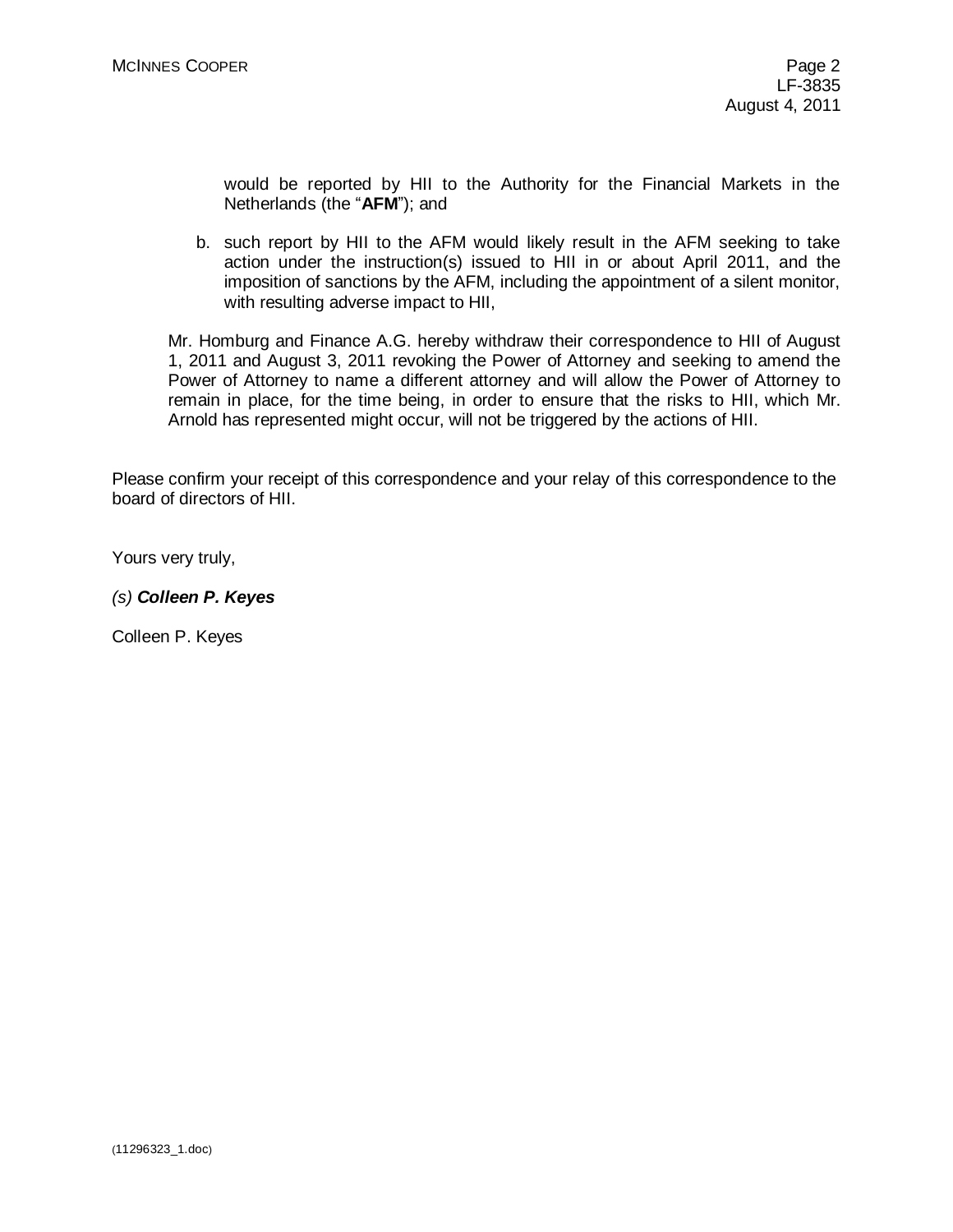would be reported by HII to the Authority for the Financial Markets in the Netherlands (the "**AFM**"); and

b. such report by HII to the AFM would likely result in the AFM seeking to take action under the instruction(s) issued to HII in or about April 2011, and the imposition of sanctions by the AFM, including the appointment of a silent monitor, with resulting adverse impact to HII,

Mr. Homburg and Finance A.G. hereby withdraw their correspondence to HII of August 1, 2011 and August 3, 2011 revoking the Power of Attorney and seeking to amend the Power of Attorney to name a different attorney and will allow the Power of Attorney to remain in place, for the time being, in order to ensure that the risks to HII, which Mr. Arnold has represented might occur, will not be triggered by the actions of HII.

Please confirm your receipt of this correspondence and your relay of this correspondence to the board of directors of HII.

Yours very truly,

*(s)* ***Colleen P. Keyes***

Colleen P. Keyes

(11296323_1.doc)